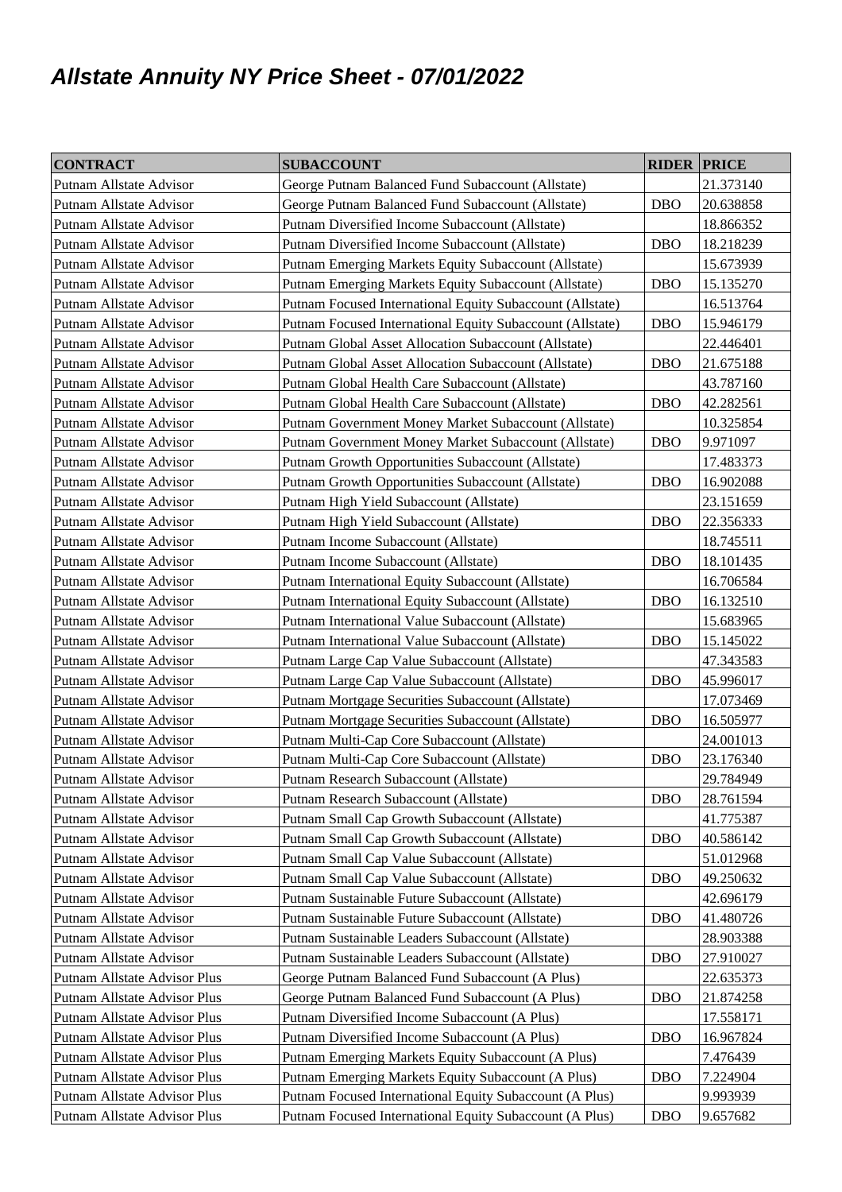# *Allstate Annuity NY Price Sheet - 07/01/2022*

| CONTRACT | SUBACCOUNT | RIDER | PRICE |
|---|---|---|---|
| Putnam Allstate Advisor | George Putnam Balanced Fund Subaccount (Allstate) | | 21.373140 |
| Putnam Allstate Advisor | George Putnam Balanced Fund Subaccount (Allstate) | DBO | 20.638858 |
| Putnam Allstate Advisor | Putnam Diversified Income Subaccount (Allstate) | | 18.866352 |
| Putnam Allstate Advisor | Putnam Diversified Income Subaccount (Allstate) | DBO | 18.218239 |
| Putnam Allstate Advisor | Putnam Emerging Markets Equity Subaccount (Allstate) | | 15.673939 |
| Putnam Allstate Advisor | Putnam Emerging Markets Equity Subaccount (Allstate) | DBO | 15.135270 |
| Putnam Allstate Advisor | Putnam Focused International Equity Subaccount (Allstate) | | 16.513764 |
| Putnam Allstate Advisor | Putnam Focused International Equity Subaccount (Allstate) | DBO | 15.946179 |
| Putnam Allstate Advisor | Putnam Global Asset Allocation Subaccount (Allstate) | | 22.446401 |
| Putnam Allstate Advisor | Putnam Global Asset Allocation Subaccount (Allstate) | DBO | 21.675188 |
| Putnam Allstate Advisor | Putnam Global Health Care Subaccount (Allstate) | | 43.787160 |
| Putnam Allstate Advisor | Putnam Global Health Care Subaccount (Allstate) | DBO | 42.282561 |
| Putnam Allstate Advisor | Putnam Government Money Market Subaccount (Allstate) | | 10.325854 |
| Putnam Allstate Advisor | Putnam Government Money Market Subaccount (Allstate) | DBO | 9.971097 |
| Putnam Allstate Advisor | Putnam Growth Opportunities Subaccount (Allstate) | | 17.483373 |
| Putnam Allstate Advisor | Putnam Growth Opportunities Subaccount (Allstate) | DBO | 16.902088 |
| Putnam Allstate Advisor | Putnam High Yield Subaccount (Allstate) | | 23.151659 |
| Putnam Allstate Advisor | Putnam High Yield Subaccount (Allstate) | DBO | 22.356333 |
| Putnam Allstate Advisor | Putnam Income Subaccount (Allstate) | | 18.745511 |
| Putnam Allstate Advisor | Putnam Income Subaccount (Allstate) | DBO | 18.101435 |
| Putnam Allstate Advisor | Putnam International Equity Subaccount (Allstate) | | 16.706584 |
| Putnam Allstate Advisor | Putnam International Equity Subaccount (Allstate) | DBO | 16.132510 |
| Putnam Allstate Advisor | Putnam International Value Subaccount (Allstate) | | 15.683965 |
| Putnam Allstate Advisor | Putnam International Value Subaccount (Allstate) | DBO | 15.145022 |
| Putnam Allstate Advisor | Putnam Large Cap Value Subaccount (Allstate) | | 47.343583 |
| Putnam Allstate Advisor | Putnam Large Cap Value Subaccount (Allstate) | DBO | 45.996017 |
| Putnam Allstate Advisor | Putnam Mortgage Securities Subaccount (Allstate) | | 17.073469 |
| Putnam Allstate Advisor | Putnam Mortgage Securities Subaccount (Allstate) | DBO | 16.505977 |
| Putnam Allstate Advisor | Putnam Multi-Cap Core Subaccount (Allstate) | | 24.001013 |
| Putnam Allstate Advisor | Putnam Multi-Cap Core Subaccount (Allstate) | DBO | 23.176340 |
| Putnam Allstate Advisor | Putnam Research Subaccount (Allstate) | | 29.784949 |
| Putnam Allstate Advisor | Putnam Research Subaccount (Allstate) | DBO | 28.761594 |
| Putnam Allstate Advisor | Putnam Small Cap Growth Subaccount (Allstate) | | 41.775387 |
| Putnam Allstate Advisor | Putnam Small Cap Growth Subaccount (Allstate) | DBO | 40.586142 |
| Putnam Allstate Advisor | Putnam Small Cap Value Subaccount (Allstate) | | 51.012968 |
| Putnam Allstate Advisor | Putnam Small Cap Value Subaccount (Allstate) | DBO | 49.250632 |
| Putnam Allstate Advisor | Putnam Sustainable Future Subaccount (Allstate) | | 42.696179 |
| Putnam Allstate Advisor | Putnam Sustainable Future Subaccount (Allstate) | DBO | 41.480726 |
| Putnam Allstate Advisor | Putnam Sustainable Leaders Subaccount (Allstate) | | 28.903388 |
| Putnam Allstate Advisor | Putnam Sustainable Leaders Subaccount (Allstate) | DBO | 27.910027 |
| Putnam Allstate Advisor Plus | George Putnam Balanced Fund Subaccount (A Plus) | | 22.635373 |
| Putnam Allstate Advisor Plus | George Putnam Balanced Fund Subaccount (A Plus) | DBO | 21.874258 |
| Putnam Allstate Advisor Plus | Putnam Diversified Income Subaccount (A Plus) | | 17.558171 |
| Putnam Allstate Advisor Plus | Putnam Diversified Income Subaccount (A Plus) | DBO | 16.967824 |
| Putnam Allstate Advisor Plus | Putnam Emerging Markets Equity Subaccount (A Plus) | | 7.476439 |
| Putnam Allstate Advisor Plus | Putnam Emerging Markets Equity Subaccount (A Plus) | DBO | 7.224904 |
| Putnam Allstate Advisor Plus | Putnam Focused International Equity Subaccount (A Plus) | | 9.993939 |
| Putnam Allstate Advisor Plus | Putnam Focused International Equity Subaccount (A Plus) | DBO | 9.657682 |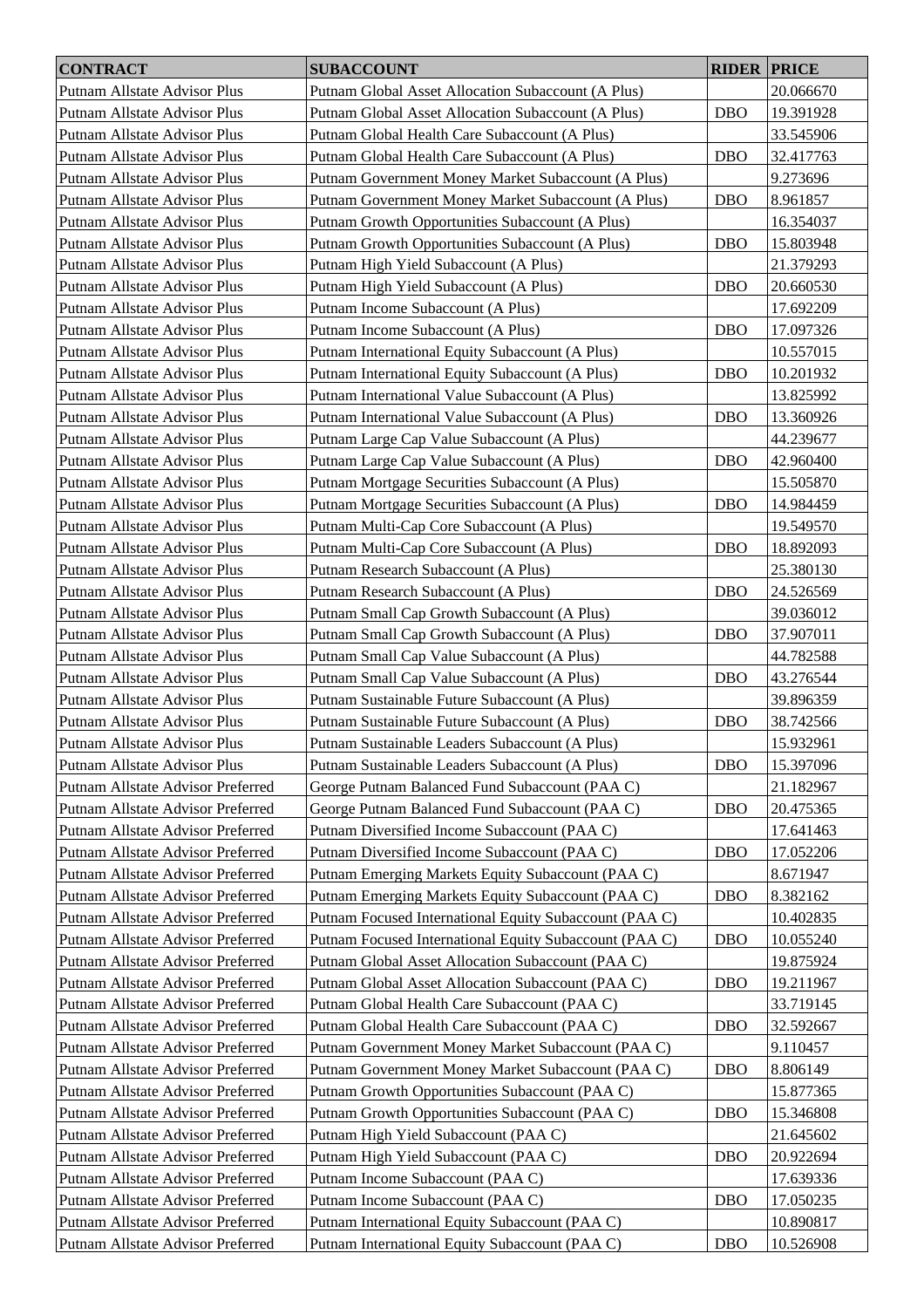| CONTRACT | SUBACCOUNT | RIDER | PRICE |
|---|---|---|---|
| Putnam Allstate Advisor Plus | Putnam Global Asset Allocation Subaccount (A Plus) | | 20.066670 |
| Putnam Allstate Advisor Plus | Putnam Global Asset Allocation Subaccount (A Plus) | DBO | 19.391928 |
| Putnam Allstate Advisor Plus | Putnam Global Health Care Subaccount (A Plus) | | 33.545906 |
| Putnam Allstate Advisor Plus | Putnam Global Health Care Subaccount (A Plus) | DBO | 32.417763 |
| Putnam Allstate Advisor Plus | Putnam Government Money Market Subaccount (A Plus) | | 9.273696 |
| Putnam Allstate Advisor Plus | Putnam Government Money Market Subaccount (A Plus) | DBO | 8.961857 |
| Putnam Allstate Advisor Plus | Putnam Growth Opportunities Subaccount (A Plus) | | 16.354037 |
| Putnam Allstate Advisor Plus | Putnam Growth Opportunities Subaccount (A Plus) | DBO | 15.803948 |
| Putnam Allstate Advisor Plus | Putnam High Yield Subaccount (A Plus) | | 21.379293 |
| Putnam Allstate Advisor Plus | Putnam High Yield Subaccount (A Plus) | DBO | 20.660530 |
| Putnam Allstate Advisor Plus | Putnam Income Subaccount (A Plus) | | 17.692209 |
| Putnam Allstate Advisor Plus | Putnam Income Subaccount (A Plus) | DBO | 17.097326 |
| Putnam Allstate Advisor Plus | Putnam International Equity Subaccount (A Plus) | | 10.557015 |
| Putnam Allstate Advisor Plus | Putnam International Equity Subaccount (A Plus) | DBO | 10.201932 |
| Putnam Allstate Advisor Plus | Putnam International Value Subaccount (A Plus) | | 13.825992 |
| Putnam Allstate Advisor Plus | Putnam International Value Subaccount (A Plus) | DBO | 13.360926 |
| Putnam Allstate Advisor Plus | Putnam Large Cap Value Subaccount (A Plus) | | 44.239677 |
| Putnam Allstate Advisor Plus | Putnam Large Cap Value Subaccount (A Plus) | DBO | 42.960400 |
| Putnam Allstate Advisor Plus | Putnam Mortgage Securities Subaccount (A Plus) | | 15.505870 |
| Putnam Allstate Advisor Plus | Putnam Mortgage Securities Subaccount (A Plus) | DBO | 14.984459 |
| Putnam Allstate Advisor Plus | Putnam Multi-Cap Core Subaccount (A Plus) | | 19.549570 |
| Putnam Allstate Advisor Plus | Putnam Multi-Cap Core Subaccount (A Plus) | DBO | 18.892093 |
| Putnam Allstate Advisor Plus | Putnam Research Subaccount (A Plus) | | 25.380130 |
| Putnam Allstate Advisor Plus | Putnam Research Subaccount (A Plus) | DBO | 24.526569 |
| Putnam Allstate Advisor Plus | Putnam Small Cap Growth Subaccount (A Plus) | | 39.036012 |
| Putnam Allstate Advisor Plus | Putnam Small Cap Growth Subaccount (A Plus) | DBO | 37.907011 |
| Putnam Allstate Advisor Plus | Putnam Small Cap Value Subaccount (A Plus) | | 44.782588 |
| Putnam Allstate Advisor Plus | Putnam Small Cap Value Subaccount (A Plus) | DBO | 43.276544 |
| Putnam Allstate Advisor Plus | Putnam Sustainable Future Subaccount (A Plus) | | 39.896359 |
| Putnam Allstate Advisor Plus | Putnam Sustainable Future Subaccount (A Plus) | DBO | 38.742566 |
| Putnam Allstate Advisor Plus | Putnam Sustainable Leaders Subaccount (A Plus) | | 15.932961 |
| Putnam Allstate Advisor Plus | Putnam Sustainable Leaders Subaccount (A Plus) | DBO | 15.397096 |
| Putnam Allstate Advisor Preferred | George Putnam Balanced Fund Subaccount (PAA C) | | 21.182967 |
| Putnam Allstate Advisor Preferred | George Putnam Balanced Fund Subaccount (PAA C) | DBO | 20.475365 |
| Putnam Allstate Advisor Preferred | Putnam Diversified Income Subaccount (PAA C) | | 17.641463 |
| Putnam Allstate Advisor Preferred | Putnam Diversified Income Subaccount (PAA C) | DBO | 17.052206 |
| Putnam Allstate Advisor Preferred | Putnam Emerging Markets Equity Subaccount (PAA C) | | 8.671947 |
| Putnam Allstate Advisor Preferred | Putnam Emerging Markets Equity Subaccount (PAA C) | DBO | 8.382162 |
| Putnam Allstate Advisor Preferred | Putnam Focused International Equity Subaccount (PAA C) | | 10.402835 |
| Putnam Allstate Advisor Preferred | Putnam Focused International Equity Subaccount (PAA C) | DBO | 10.055240 |
| Putnam Allstate Advisor Preferred | Putnam Global Asset Allocation Subaccount (PAA C) | | 19.875924 |
| Putnam Allstate Advisor Preferred | Putnam Global Asset Allocation Subaccount (PAA C) | DBO | 19.211967 |
| Putnam Allstate Advisor Preferred | Putnam Global Health Care Subaccount (PAA C) | | 33.719145 |
| Putnam Allstate Advisor Preferred | Putnam Global Health Care Subaccount (PAA C) | DBO | 32.592667 |
| Putnam Allstate Advisor Preferred | Putnam Government Money Market Subaccount (PAA C) | | 9.110457 |
| Putnam Allstate Advisor Preferred | Putnam Government Money Market Subaccount (PAA C) | DBO | 8.806149 |
| Putnam Allstate Advisor Preferred | Putnam Growth Opportunities Subaccount (PAA C) | | 15.877365 |
| Putnam Allstate Advisor Preferred | Putnam Growth Opportunities Subaccount (PAA C) | DBO | 15.346808 |
| Putnam Allstate Advisor Preferred | Putnam High Yield Subaccount (PAA C) | | 21.645602 |
| Putnam Allstate Advisor Preferred | Putnam High Yield Subaccount (PAA C) | DBO | 20.922694 |
| Putnam Allstate Advisor Preferred | Putnam Income Subaccount (PAA C) | | 17.639336 |
| Putnam Allstate Advisor Preferred | Putnam Income Subaccount (PAA C) | DBO | 17.050235 |
| Putnam Allstate Advisor Preferred | Putnam International Equity Subaccount (PAA C) | | 10.890817 |
| Putnam Allstate Advisor Preferred | Putnam International Equity Subaccount (PAA C) | DBO | 10.526908 |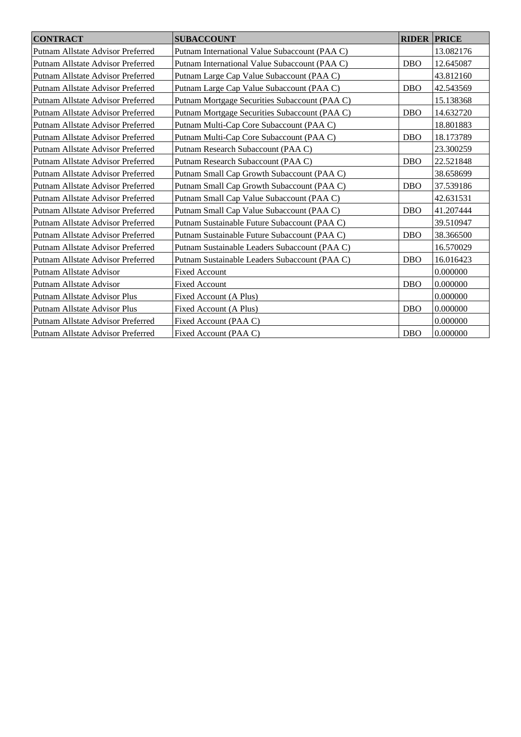| CONTRACT | SUBACCOUNT | RIDER | PRICE |
| --- | --- | --- | --- |
| Putnam Allstate Advisor Preferred | Putnam International Value Subaccount (PAA C) | | 13.082176 |
| Putnam Allstate Advisor Preferred | Putnam International Value Subaccount (PAA C) | DBO | 12.645087 |
| Putnam Allstate Advisor Preferred | Putnam Large Cap Value Subaccount (PAA C) | | 43.812160 |
| Putnam Allstate Advisor Preferred | Putnam Large Cap Value Subaccount (PAA C) | DBO | 42.543569 |
| Putnam Allstate Advisor Preferred | Putnam Mortgage Securities Subaccount (PAA C) | | 15.138368 |
| Putnam Allstate Advisor Preferred | Putnam Mortgage Securities Subaccount (PAA C) | DBO | 14.632720 |
| Putnam Allstate Advisor Preferred | Putnam Multi-Cap Core Subaccount (PAA C) | | 18.801883 |
| Putnam Allstate Advisor Preferred | Putnam Multi-Cap Core Subaccount (PAA C) | DBO | 18.173789 |
| Putnam Allstate Advisor Preferred | Putnam Research Subaccount (PAA C) | | 23.300259 |
| Putnam Allstate Advisor Preferred | Putnam Research Subaccount (PAA C) | DBO | 22.521848 |
| Putnam Allstate Advisor Preferred | Putnam Small Cap Growth Subaccount (PAA C) | | 38.658699 |
| Putnam Allstate Advisor Preferred | Putnam Small Cap Growth Subaccount (PAA C) | DBO | 37.539186 |
| Putnam Allstate Advisor Preferred | Putnam Small Cap Value Subaccount (PAA C) | | 42.631531 |
| Putnam Allstate Advisor Preferred | Putnam Small Cap Value Subaccount (PAA C) | DBO | 41.207444 |
| Putnam Allstate Advisor Preferred | Putnam Sustainable Future Subaccount (PAA C) | | 39.510947 |
| Putnam Allstate Advisor Preferred | Putnam Sustainable Future Subaccount (PAA C) | DBO | 38.366500 |
| Putnam Allstate Advisor Preferred | Putnam Sustainable Leaders Subaccount (PAA C) | | 16.570029 |
| Putnam Allstate Advisor Preferred | Putnam Sustainable Leaders Subaccount (PAA C) | DBO | 16.016423 |
| Putnam Allstate Advisor | Fixed Account | | 0.000000 |
| Putnam Allstate Advisor | Fixed Account | DBO | 0.000000 |
| Putnam Allstate Advisor Plus | Fixed Account (A Plus) | | 0.000000 |
| Putnam Allstate Advisor Plus | Fixed Account (A Plus) | DBO | 0.000000 |
| Putnam Allstate Advisor Preferred | Fixed Account (PAA C) | | 0.000000 |
| Putnam Allstate Advisor Preferred | Fixed Account (PAA C) | DBO | 0.000000 |